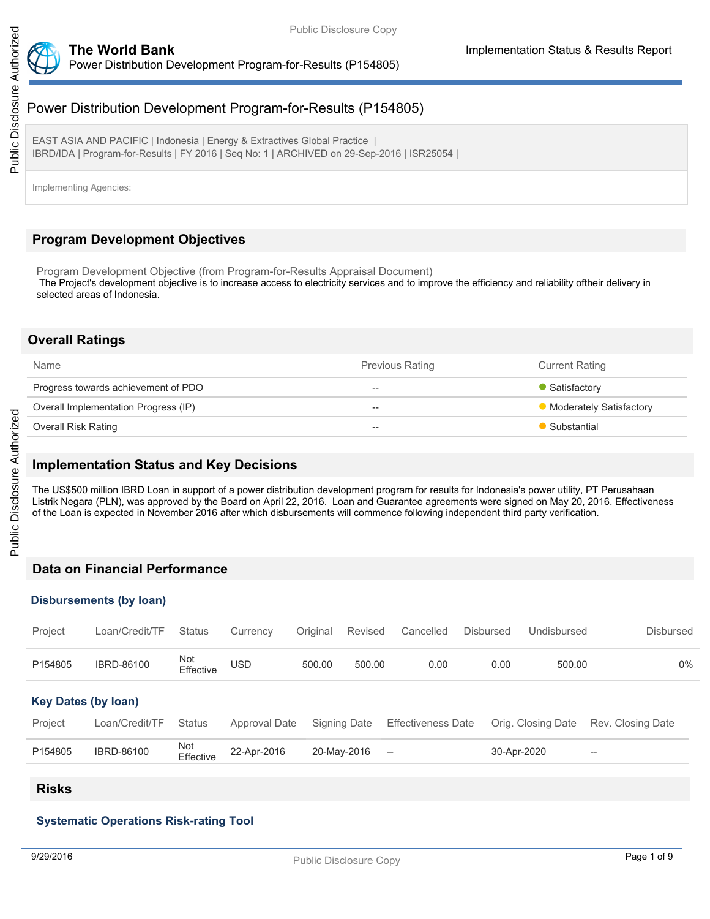# Power Distribution Development Program-for-Results (P154805)

EAST ASIA AND PACIFIC | Indonesia | Energy & Extractives Global Practice |
IBRD/IDA | Program-for-Results | FY 2016 | Seq No: 1 | ARCHIVED on 29-Sep-2016 | ISR25054 |

Implementing Agencies:

## Program Development Objectives

Program Development Objective (from Program-for-Results Appraisal Document)

The Project's development objective is to increase access to electricity services and to improve the efficiency and reliability oftheir delivery in selected areas of Indonesia.

## Overall Ratings

| Name | Previous Rating | Current Rating |
|---|---|---|
| Progress towards achievement of PDO | -- | Satisfactory |
| Overall Implementation Progress (IP) | -- | Moderately Satisfactory |
| Overall Risk Rating | -- | Substantial |

## Implementation Status and Key Decisions

The US$500 million IBRD Loan in support of a power distribution development program for results for Indonesia's power utility, PT Perusahaan Listrik Negara (PLN), was approved by the Board on April 22, 2016. Loan and Guarantee agreements were signed on May 20, 2016. Effectiveness of the Loan is expected in November 2016 after which disbursements will commence following independent third party verification.

## Data on Financial Performance

### Disbursements (by loan)

| Project | Loan/Credit/TF | Status | Currency | Original | Revised | Cancelled | Disbursed | Undisbursed | Disbursed |
|---|---|---|---|---|---|---|---|---|---|
| P154805 | IBRD-86100 | Not Effective | USD | 500.00 | 500.00 | 0.00 | 0.00 | 500.00 | 0% |

### Key Dates (by loan)

| Project | Loan/Credit/TF | Status | Approval Date | Signing Date | Effectiveness Date | Orig. Closing Date | Rev. Closing Date |
|---|---|---|---|---|---|---|---|
| P154805 | IBRD-86100 | Not Effective | 22-Apr-2016 | 20-May-2016 | -- | 30-Apr-2020 | -- |

## Risks

### Systematic Operations Risk-rating Tool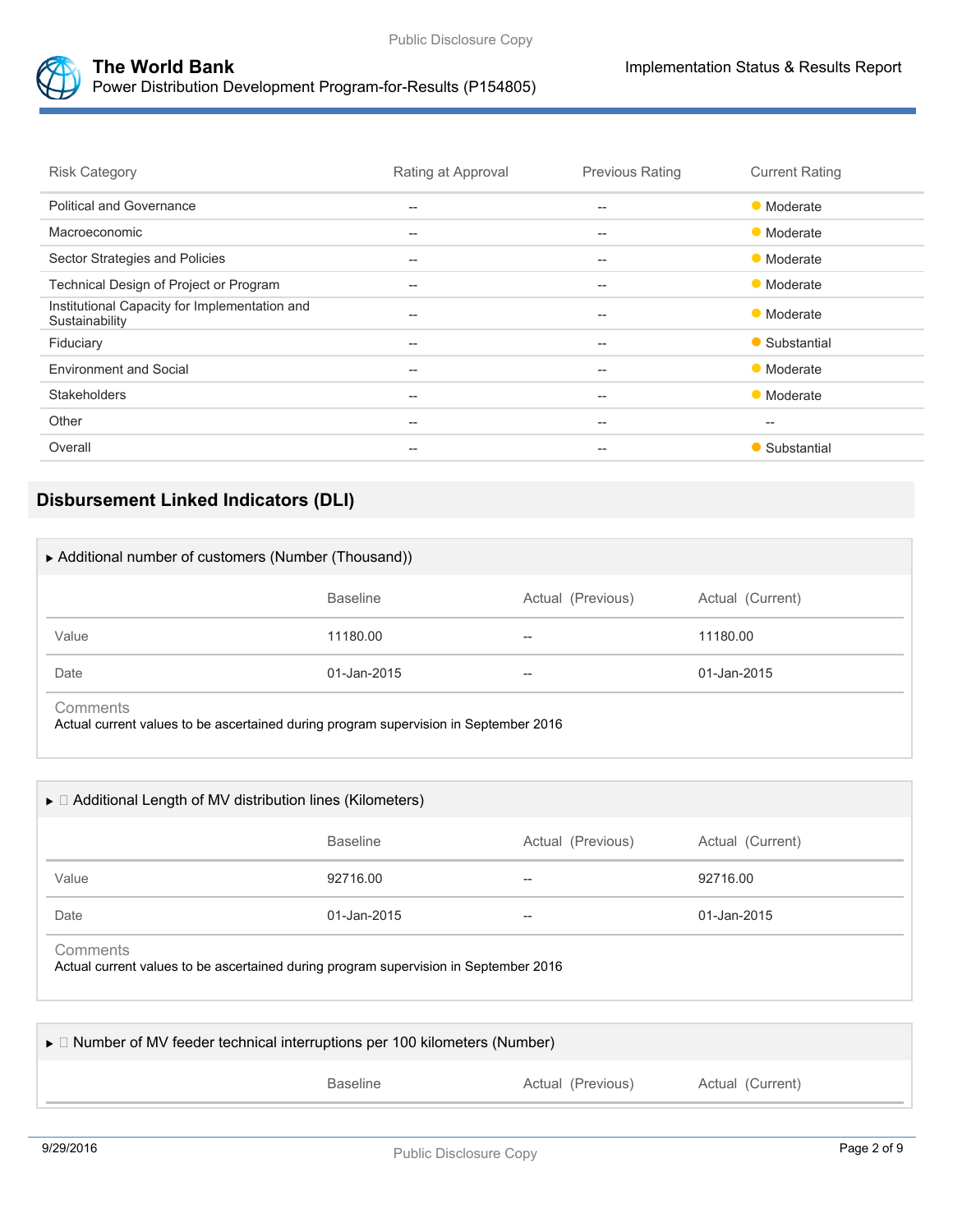| Risk Category | Rating at Approval | Previous Rating | Current Rating |
| --- | --- | --- | --- |
| Political and Governance | -- | -- | Moderate |
| Macroeconomic | -- | -- | Moderate |
| Sector Strategies and Policies | -- | -- | Moderate |
| Technical Design of Project or Program | -- | -- | Moderate |
| Institutional Capacity for Implementation and Sustainability | -- | -- | Moderate |
| Fiduciary | -- | -- | Substantial |
| Environment and Social | -- | -- | Moderate |
| Stakeholders | -- | -- | Moderate |
| Other | -- | -- | -- |
| Overall | -- | -- | Substantial |

## Disbursement Linked Indicators (DLI)

### ▶ Additional number of customers (Number (Thousand))

| | Baseline | Actual (Previous) | Actual (Current) |
| --- | --- | --- | --- |
| Value | 11180.00 | -- | 11180.00 |
| Date | 01-Jan-2015 | -- | 01-Jan-2015 |

Comments

Actual current values to be ascertained during program supervision in September 2016

### ▶ Additional Length of MV distribution lines (Kilometers)

| | Baseline | Actual (Previous) | Actual (Current) |
| --- | --- | --- | --- |
| Value | 92716.00 | -- | 92716.00 |
| Date | 01-Jan-2015 | -- | 01-Jan-2015 |

Comments

Actual current values to be ascertained during program supervision in September 2016

### ▶ Number of MV feeder technical interruptions per 100 kilometers (Number)

| | Baseline | Actual (Previous) | Actual (Current) |
| --- | --- | --- | --- |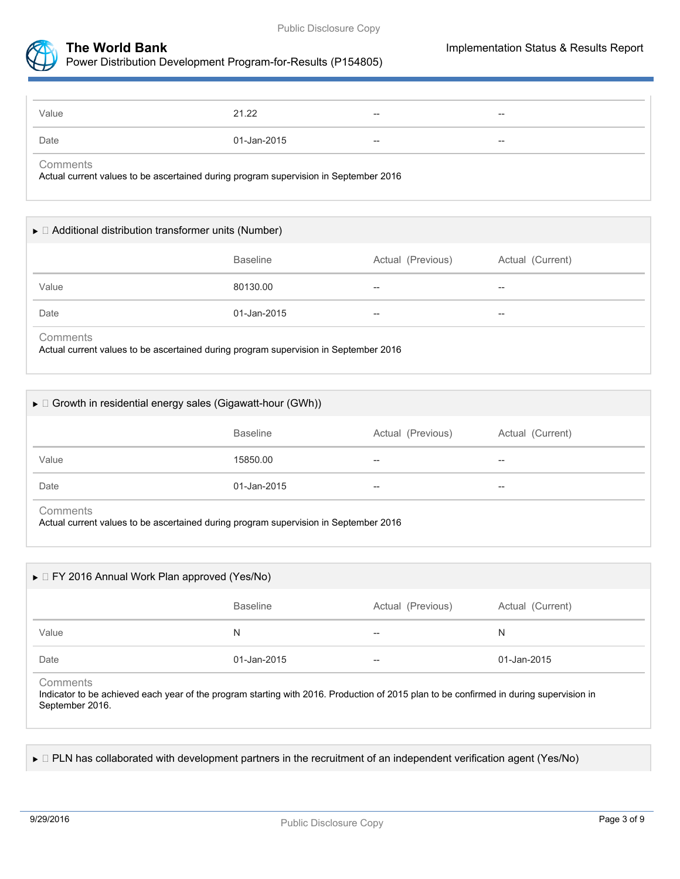| | | | |
|---|---|---|---|
| Value | 21.22 | -- | -- |
| Date | 01-Jan-2015 | -- | -- |

Comments

Actual current values to be ascertained during program supervision in September 2016

### ► Additional distribution transformer units (Number)

| | Baseline | Actual (Previous) | Actual (Current) |
|---|---|---|---|
| Value | 80130.00 | -- | -- |
| Date | 01-Jan-2015 | -- | -- |

Comments

Actual current values to be ascertained during program supervision in September 2016

### ► Growth in residential energy sales (Gigawatt-hour (GWh))

| | Baseline | Actual (Previous) | Actual (Current) |
|---|---|---|---|
| Value | 15850.00 | -- | -- |
| Date | 01-Jan-2015 | -- | -- |

Comments

Actual current values to be ascertained during program supervision in September 2016

### ► FY 2016 Annual Work Plan approved (Yes/No)

| | Baseline | Actual (Previous) | Actual (Current) |
|---|---|---|---|
| Value | N | -- | N |
| Date | 01-Jan-2015 | -- | 01-Jan-2015 |

Comments

Indicator to be achieved each year of the program starting with 2016. Production of 2015 plan to be confirmed in during supervision in September 2016.

### ► PLN has collaborated with development partners in the recruitment of an independent verification agent (Yes/No)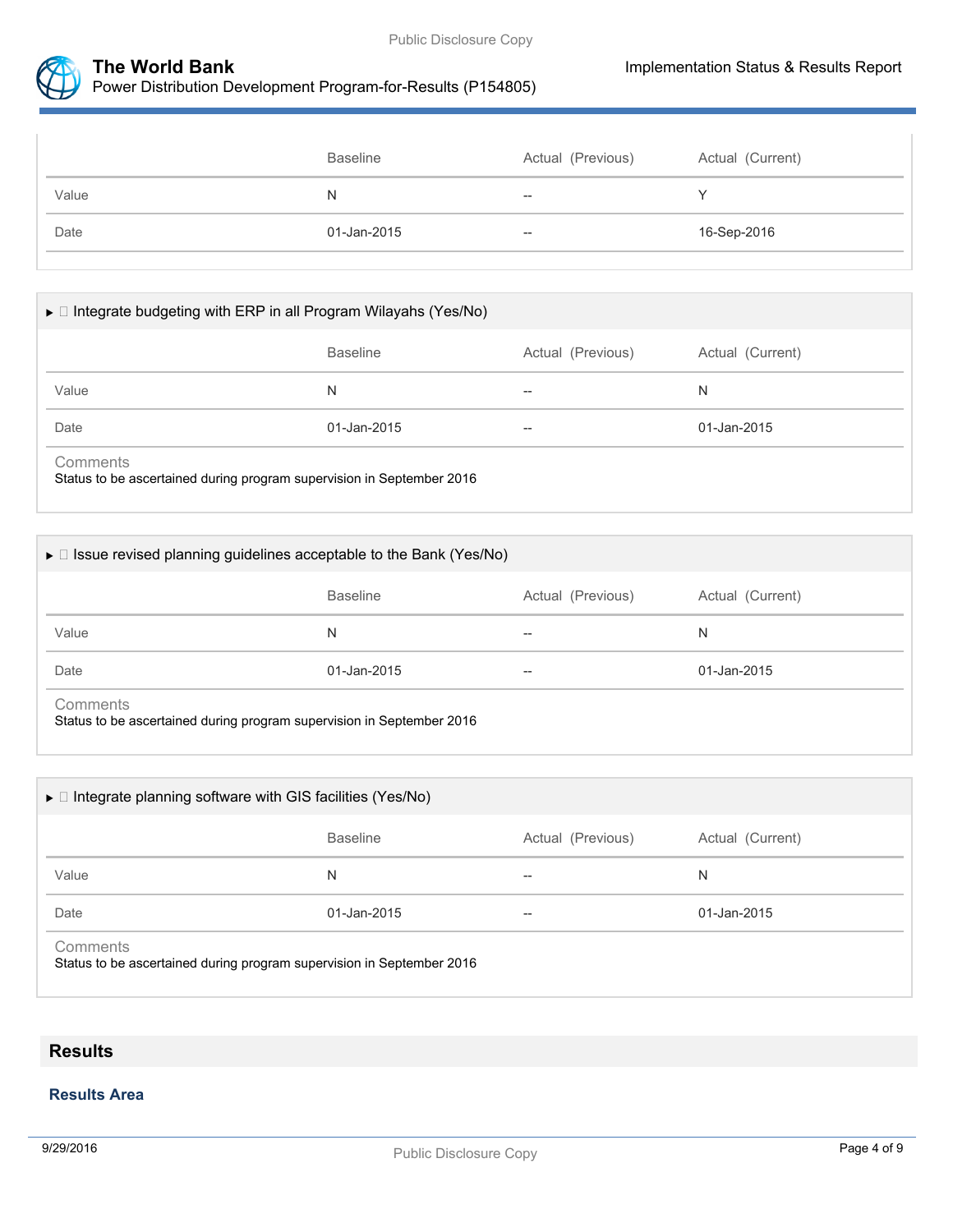| | Baseline | Actual (Previous) | Actual (Current) |
|---|---|---|---|
| Value | N | -- | Y |
| Date | 01-Jan-2015 | -- | 16-Sep-2016 |

### ► Integrate budgeting with ERP in all Program Wilayahs (Yes/No)

| | Baseline | Actual (Previous) | Actual (Current) |
|---|---|---|---|
| Value | N | -- | N |
| Date | 01-Jan-2015 | -- | 01-Jan-2015 |

Comments

Status to be ascertained during program supervision in September 2016

### ► Issue revised planning guidelines acceptable to the Bank (Yes/No)

| | Baseline | Actual (Previous) | Actual (Current) |
|---|---|---|---|
| Value | N | -- | N |
| Date | 01-Jan-2015 | -- | 01-Jan-2015 |

Comments

Status to be ascertained during program supervision in September 2016

### ► Integrate planning software with GIS facilities (Yes/No)

| | Baseline | Actual (Previous) | Actual (Current) |
|---|---|---|---|
| Value | N | -- | N |
| Date | 01-Jan-2015 | -- | 01-Jan-2015 |

Comments

Status to be ascertained during program supervision in September 2016

## Results

### Results Area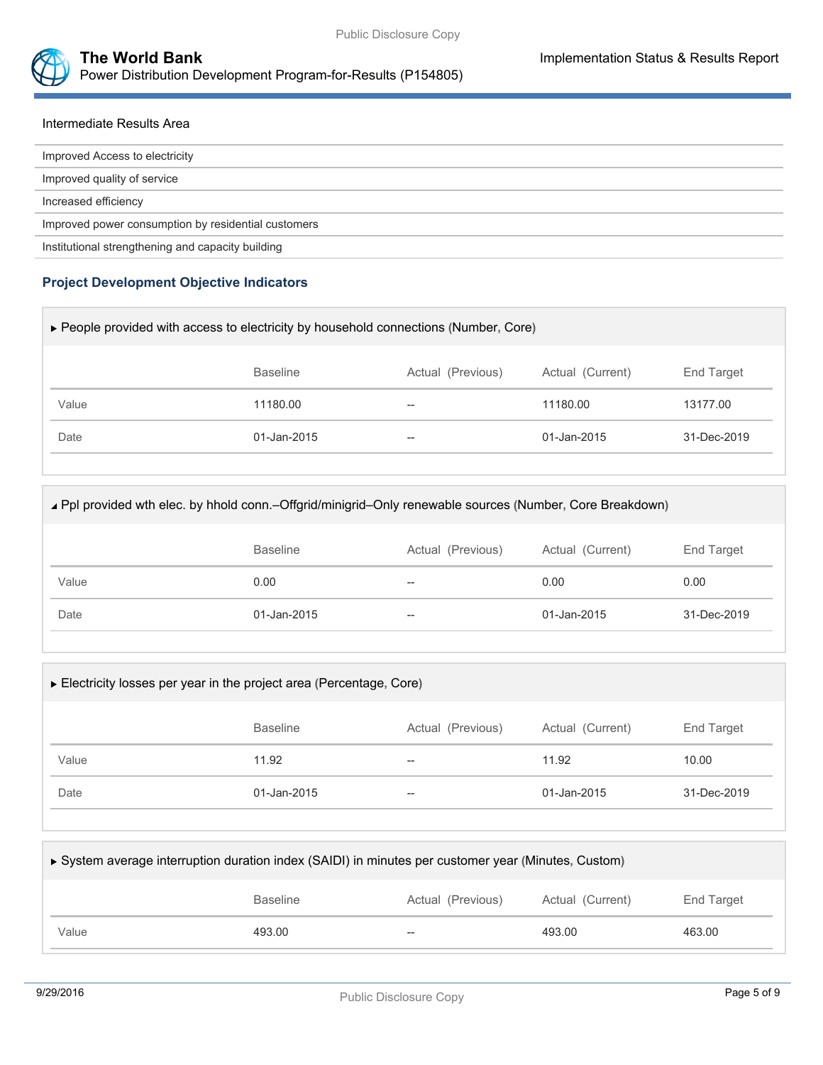Intermediate Results Area

| |
|---|
| Improved Access to electricity |
| Improved quality of service |
| Increased efficiency |
| Improved power consumption by residential customers |
| Institutional strengthening and capacity building |

### Project Development Objective Indicators

▶ People provided with access to electricity by household connections (Number, Core)

| | Baseline | Actual (Previous) | Actual (Current) | End Target |
|---|---|---|---|---|
| Value | 11180.00 | -- | 11180.00 | 13177.00 |
| Date | 01-Jan-2015 | -- | 01-Jan-2015 | 31-Dec-2019 |

◢ Ppl provided wth elec. by hhold conn.–Offgrid/minigrid–Only renewable sources (Number, Core Breakdown)

| | Baseline | Actual (Previous) | Actual (Current) | End Target |
|---|---|---|---|---|
| Value | 0.00 | -- | 0.00 | 0.00 |
| Date | 01-Jan-2015 | -- | 01-Jan-2015 | 31-Dec-2019 |

▶ Electricity losses per year in the project area (Percentage, Core)

| | Baseline | Actual (Previous) | Actual (Current) | End Target |
|---|---|---|---|---|
| Value | 11.92 | -- | 11.92 | 10.00 |
| Date | 01-Jan-2015 | -- | 01-Jan-2015 | 31-Dec-2019 |

▶ System average interruption duration index (SAIDI) in minutes per customer year (Minutes, Custom)

| | Baseline | Actual (Previous) | Actual (Current) | End Target |
|---|---|---|---|---|
| Value | 493.00 | -- | 493.00 | 463.00 |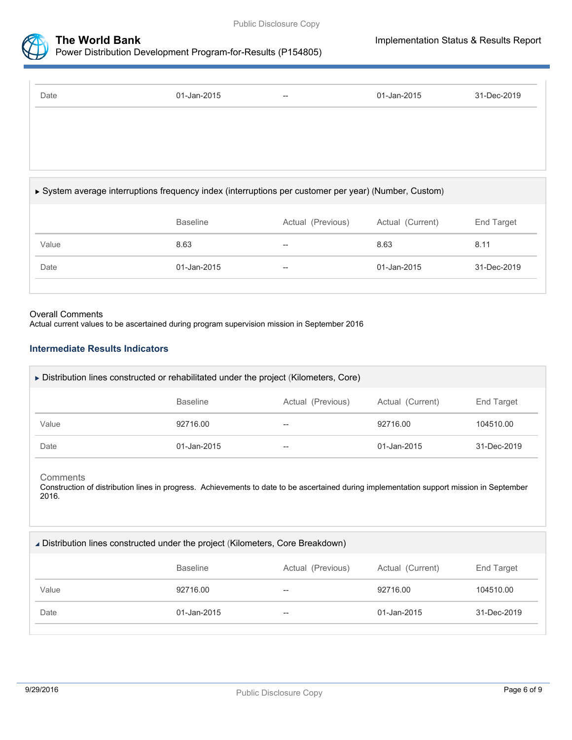| | | | | |
|---|---|---|---|---|
| Date | 01-Jan-2015 | -- | 01-Jan-2015 | 31-Dec-2019 |

▶ System average interruptions frequency index (interruptions per customer per year) (Number, Custom)

| | Baseline | Actual (Previous) | Actual (Current) | End Target |
|---|---|---|---|---|
| Value | 8.63 | -- | 8.63 | 8.11 |
| Date | 01-Jan-2015 | -- | 01-Jan-2015 | 31-Dec-2019 |

Overall Comments

Actual current values to be ascertained during program supervision mission in September 2016

### Intermediate Results Indicators

▶ Distribution lines constructed or rehabilitated under the project (Kilometers, Core)

| | Baseline | Actual (Previous) | Actual (Current) | End Target |
|---|---|---|---|---|
| Value | 92716.00 | -- | 92716.00 | 104510.00 |
| Date | 01-Jan-2015 | -- | 01-Jan-2015 | 31-Dec-2019 |

Comments

Construction of distribution lines in progress. Achievements to date to be ascertained during implementation support mission in September 2016.

◢ Distribution lines constructed under the project (Kilometers, Core Breakdown)

| | Baseline | Actual (Previous) | Actual (Current) | End Target |
|---|---|---|---|---|
| Value | 92716.00 | -- | 92716.00 | 104510.00 |
| Date | 01-Jan-2015 | -- | 01-Jan-2015 | 31-Dec-2019 |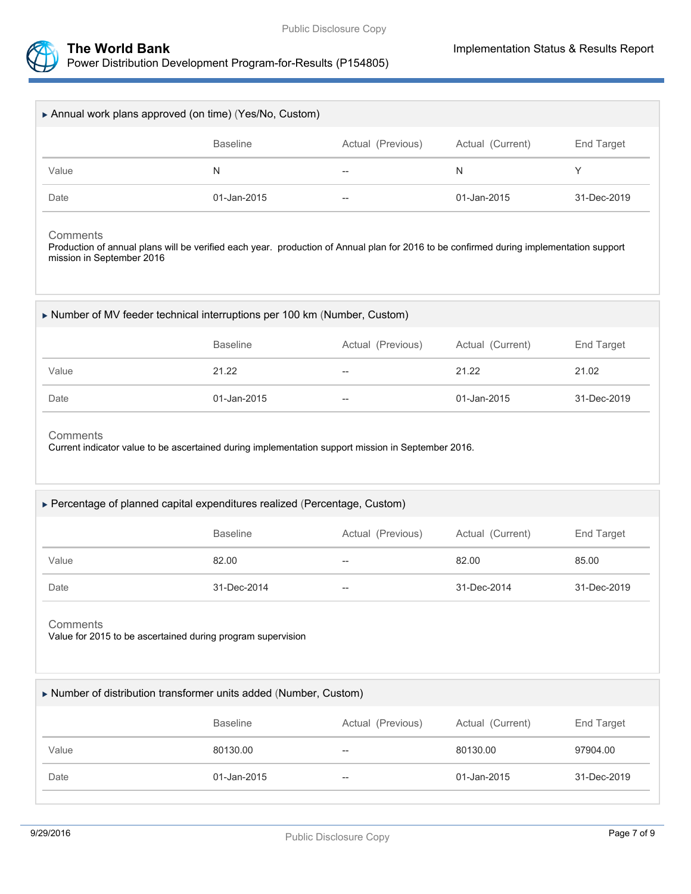### ▸ Annual work plans approved (on time) (Yes/No, Custom)

| | Baseline | Actual (Previous) | Actual (Current) | End Target |
|---|---|---|---|---|
| Value | N | -- | N | Y |
| Date | 01-Jan-2015 | -- | 01-Jan-2015 | 31-Dec-2019 |

**Comments**

Production of annual plans will be verified each year.  production of Annual plan for 2016 to be confirmed during implementation support mission in September 2016

### ▸ Number of MV feeder technical interruptions per 100 km (Number, Custom)

| | Baseline | Actual (Previous) | Actual (Current) | End Target |
|---|---|---|---|---|
| Value | 21.22 | -- | 21.22 | 21.02 |
| Date | 01-Jan-2015 | -- | 01-Jan-2015 | 31-Dec-2019 |

**Comments**

Current indicator value to be ascertained during implementation support mission in September 2016.

### ▸ Percentage of planned capital expenditures realized (Percentage, Custom)

| | Baseline | Actual (Previous) | Actual (Current) | End Target |
|---|---|---|---|---|
| Value | 82.00 | -- | 82.00 | 85.00 |
| Date | 31-Dec-2014 | -- | 31-Dec-2014 | 31-Dec-2019 |

**Comments**

Value for 2015 to be ascertained during program supervision

### ▸ Number of distribution transformer units added (Number, Custom)

| | Baseline | Actual (Previous) | Actual (Current) | End Target |
|---|---|---|---|---|
| Value | 80130.00 | -- | 80130.00 | 97904.00 |
| Date | 01-Jan-2015 | -- | 01-Jan-2015 | 31-Dec-2019 |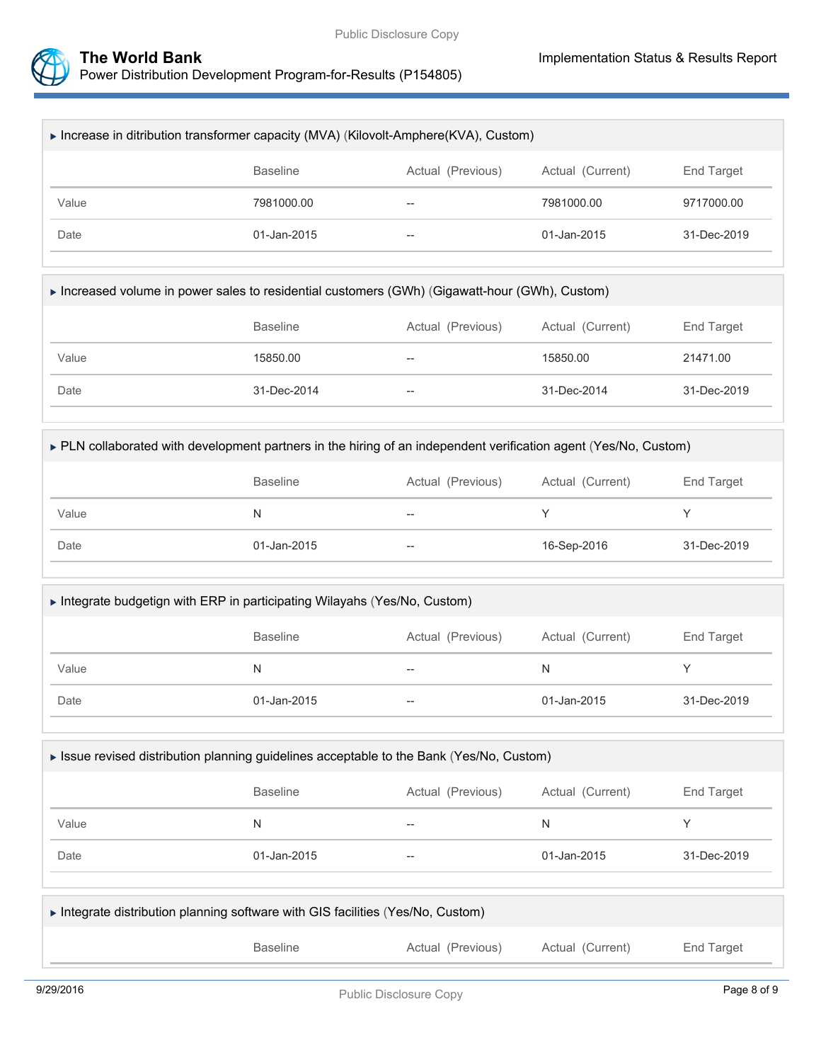▸ Increase in ditribution transformer capacity (MVA) (Kilovolt-Amphere(KVA), Custom)

| | Baseline | Actual (Previous) | Actual (Current) | End Target |
|---|---|---|---|---|
| Value | 7981000.00 | -- | 7981000.00 | 9717000.00 |
| Date | 01-Jan-2015 | -- | 01-Jan-2015 | 31-Dec-2019 |

▸ Increased volume in power sales to residential customers (GWh) (Gigawatt-hour (GWh), Custom)

| | Baseline | Actual (Previous) | Actual (Current) | End Target |
|---|---|---|---|---|
| Value | 15850.00 | -- | 15850.00 | 21471.00 |
| Date | 31-Dec-2014 | -- | 31-Dec-2014 | 31-Dec-2019 |

▸ PLN collaborated with development partners in the hiring of an independent verification agent (Yes/No, Custom)

| | Baseline | Actual (Previous) | Actual (Current) | End Target |
|---|---|---|---|---|
| Value | N | -- | Y | Y |
| Date | 01-Jan-2015 | -- | 16-Sep-2016 | 31-Dec-2019 |

▸ Integrate budgetign with ERP in participating Wilayahs (Yes/No, Custom)

| | Baseline | Actual (Previous) | Actual (Current) | End Target |
|---|---|---|---|---|
| Value | N | -- | N | Y |
| Date | 01-Jan-2015 | -- | 01-Jan-2015 | 31-Dec-2019 |

▸ Issue revised distribution planning guidelines acceptable to the Bank (Yes/No, Custom)

| | Baseline | Actual (Previous) | Actual (Current) | End Target |
|---|---|---|---|---|
| Value | N | -- | N | Y |
| Date | 01-Jan-2015 | -- | 01-Jan-2015 | 31-Dec-2019 |

▸ Integrate distribution planning software with GIS facilities (Yes/No, Custom)

| | Baseline | Actual (Previous) | Actual (Current) | End Target |
|---|---|---|---|---|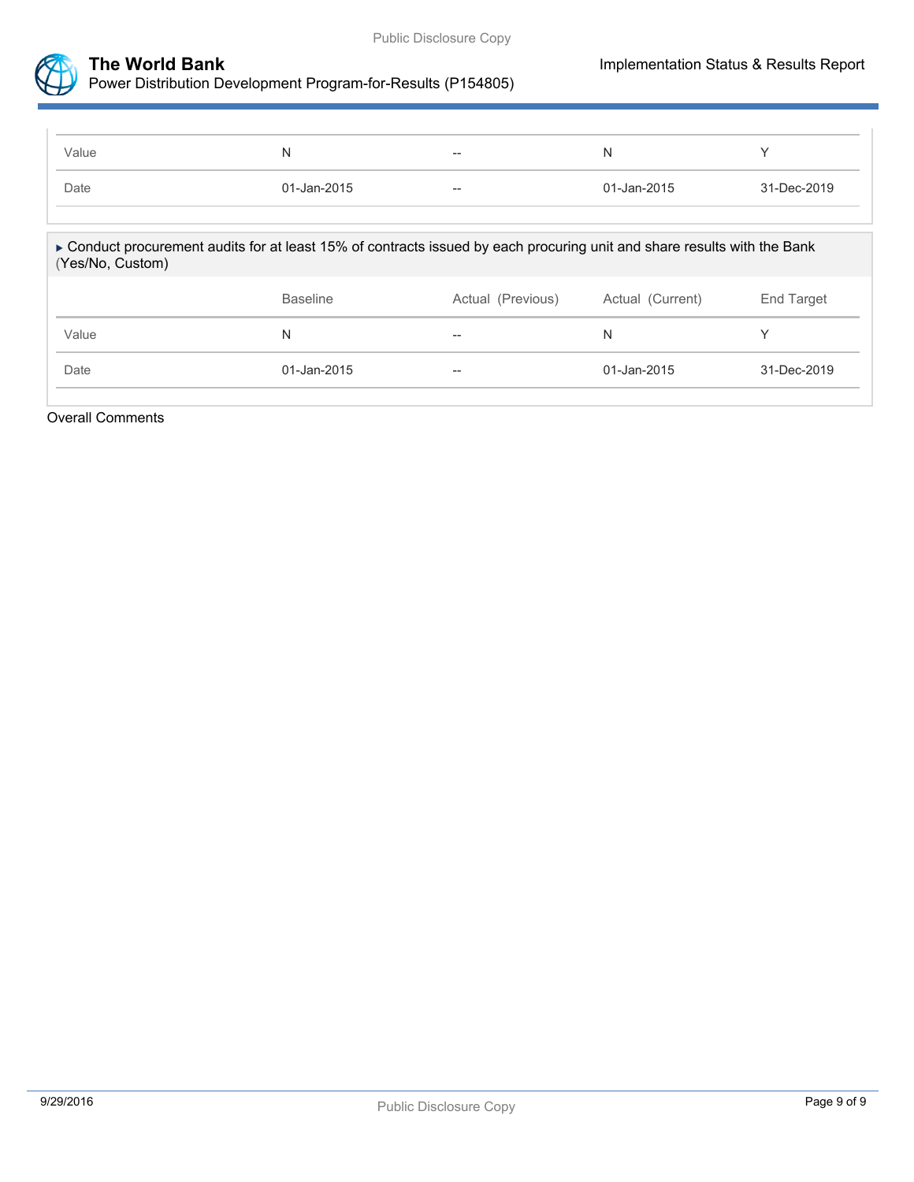| | | | | |
|---|---|---|---|---|
| Value | N | -- | N | Y |
| Date | 01-Jan-2015 | -- | 01-Jan-2015 | 31-Dec-2019 |

▸ Conduct procurement audits for at least 15% of contracts issued by each procuring unit and share results with the Bank (Yes/No, Custom)

| | Baseline | Actual (Previous) | Actual (Current) | End Target |
|---|---|---|---|---|
| Value | N | -- | N | Y |
| Date | 01-Jan-2015 | -- | 01-Jan-2015 | 31-Dec-2019 |

Overall Comments